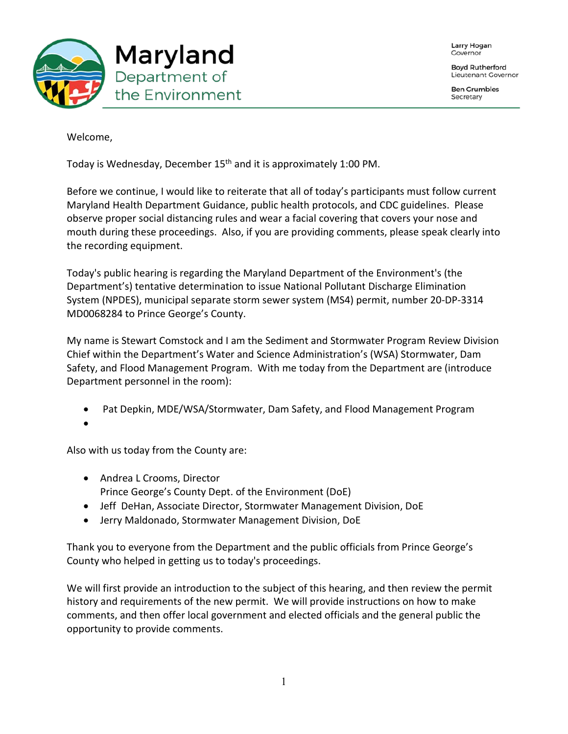# Maryland Department of the Environment

Larry Hogan
Governor

Boyd Rutherford
Lieutenant Governor

Ben Crumbles
Secretary

Welcome,

Today is Wednesday, December 15th and it is approximately 1:00 PM.

Before we continue, I would like to reiterate that all of today's participants must follow current Maryland Health Department Guidance, public health protocols, and CDC guidelines. Please observe proper social distancing rules and wear a facial covering that covers your nose and mouth during these proceedings. Also, if you are providing comments, please speak clearly into the recording equipment.

Today's public hearing is regarding the Maryland Department of the Environment's (the Department's) tentative determination to issue National Pollutant Discharge Elimination System (NPDES), municipal separate storm sewer system (MS4) permit, number 20-DP-3314 MD0068284 to Prince George's County.

My name is Stewart Comstock and I am the Sediment and Stormwater Program Review Division Chief within the Department's Water and Science Administration's (WSA) Stormwater, Dam Safety, and Flood Management Program. With me today from the Department are (introduce Department personnel in the room):

- Pat Depkin, MDE/WSA/Stormwater, Dam Safety, and Flood Management Program
- 

Also with us today from the County are:

- Andrea L Crooms, Director
  Prince George's County Dept. of the Environment (DoE)
- Jeff DeHan, Associate Director, Stormwater Management Division, DoE
- Jerry Maldonado, Stormwater Management Division, DoE

Thank you to everyone from the Department and the public officials from Prince George's County who helped in getting us to today's proceedings.

We will first provide an introduction to the subject of this hearing, and then review the permit history and requirements of the new permit. We will provide instructions on how to make comments, and then offer local government and elected officials and the general public the opportunity to provide comments.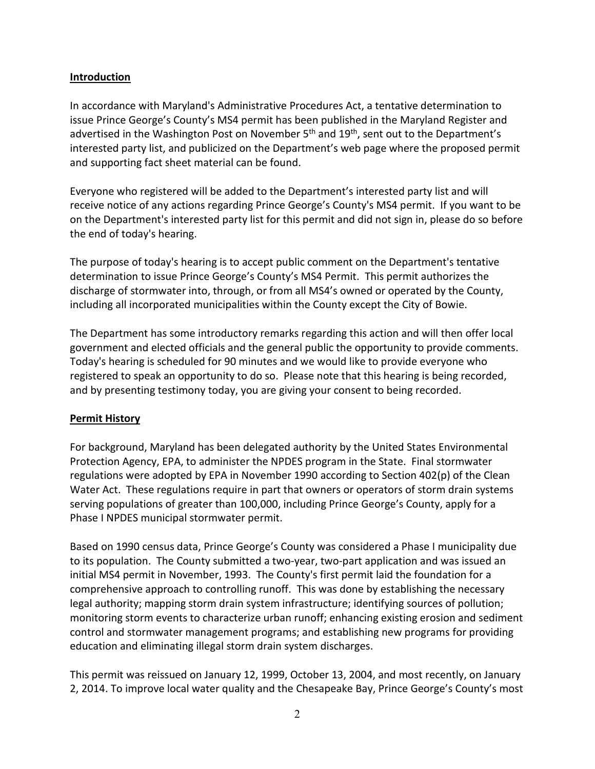## Introduction

In accordance with Maryland's Administrative Procedures Act, a tentative determination to issue Prince George's County's MS4 permit has been published in the Maryland Register and advertised in the Washington Post on November 5th and 19th, sent out to the Department's interested party list, and publicized on the Department's web page where the proposed permit and supporting fact sheet material can be found.

Everyone who registered will be added to the Department's interested party list and will receive notice of any actions regarding Prince George's County's MS4 permit. If you want to be on the Department's interested party list for this permit and did not sign in, please do so before the end of today's hearing.

The purpose of today's hearing is to accept public comment on the Department's tentative determination to issue Prince George's County's MS4 Permit. This permit authorizes the discharge of stormwater into, through, or from all MS4's owned or operated by the County, including all incorporated municipalities within the County except the City of Bowie.

The Department has some introductory remarks regarding this action and will then offer local government and elected officials and the general public the opportunity to provide comments. Today's hearing is scheduled for 90 minutes and we would like to provide everyone who registered to speak an opportunity to do so. Please note that this hearing is being recorded, and by presenting testimony today, you are giving your consent to being recorded.

## Permit History

For background, Maryland has been delegated authority by the United States Environmental Protection Agency, EPA, to administer the NPDES program in the State. Final stormwater regulations were adopted by EPA in November 1990 according to Section 402(p) of the Clean Water Act. These regulations require in part that owners or operators of storm drain systems serving populations of greater than 100,000, including Prince George's County, apply for a Phase I NPDES municipal stormwater permit.

Based on 1990 census data, Prince George's County was considered a Phase I municipality due to its population. The County submitted a two-year, two-part application and was issued an initial MS4 permit in November, 1993. The County's first permit laid the foundation for a comprehensive approach to controlling runoff. This was done by establishing the necessary legal authority; mapping storm drain system infrastructure; identifying sources of pollution; monitoring storm events to characterize urban runoff; enhancing existing erosion and sediment control and stormwater management programs; and establishing new programs for providing education and eliminating illegal storm drain system discharges.

This permit was reissued on January 12, 1999, October 13, 2004, and most recently, on January 2, 2014. To improve local water quality and the Chesapeake Bay, Prince George's County's most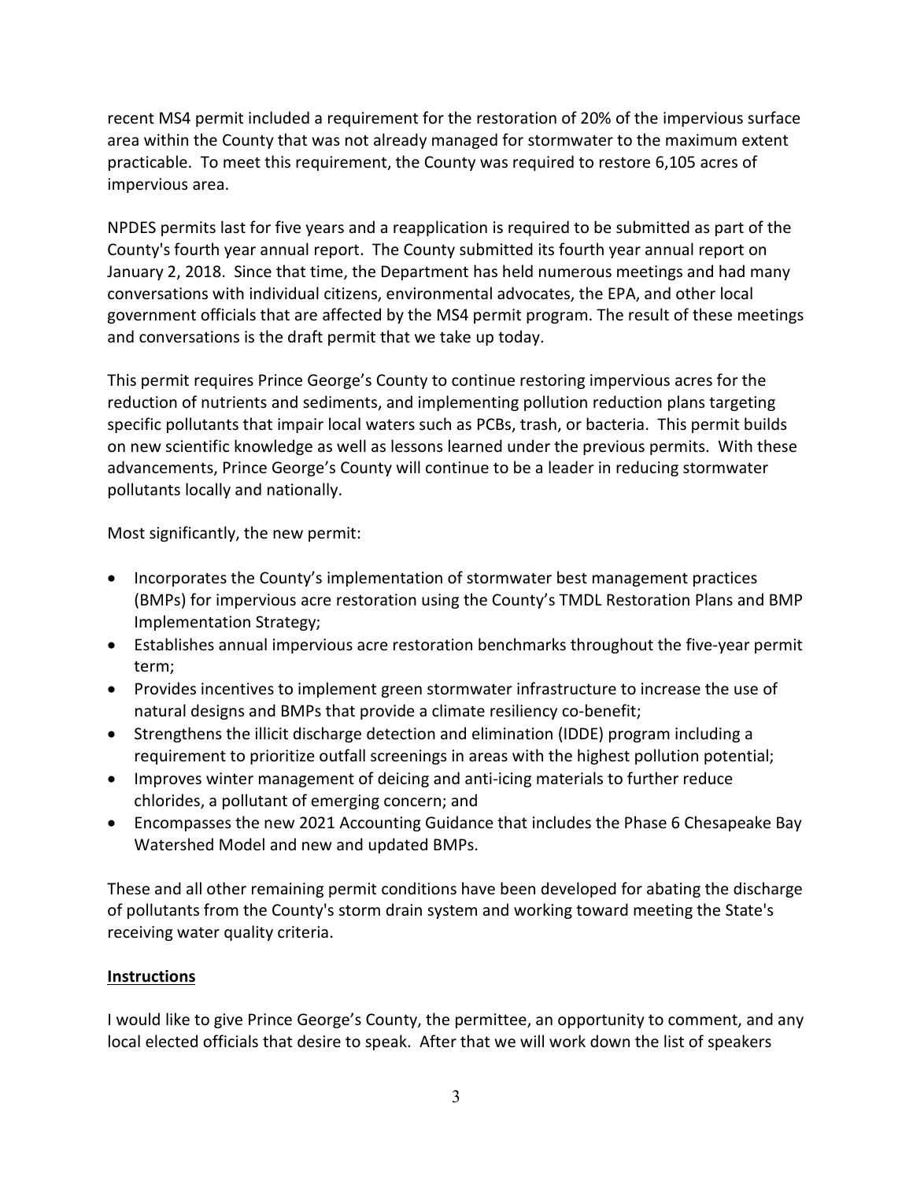recent MS4 permit included a requirement for the restoration of 20% of the impervious surface area within the County that was not already managed for stormwater to the maximum extent practicable. To meet this requirement, the County was required to restore 6,105 acres of impervious area.

NPDES permits last for five years and a reapplication is required to be submitted as part of the County's fourth year annual report. The County submitted its fourth year annual report on January 2, 2018. Since that time, the Department has held numerous meetings and had many conversations with individual citizens, environmental advocates, the EPA, and other local government officials that are affected by the MS4 permit program. The result of these meetings and conversations is the draft permit that we take up today.

This permit requires Prince George's County to continue restoring impervious acres for the reduction of nutrients and sediments, and implementing pollution reduction plans targeting specific pollutants that impair local waters such as PCBs, trash, or bacteria. This permit builds on new scientific knowledge as well as lessons learned under the previous permits. With these advancements, Prince George's County will continue to be a leader in reducing stormwater pollutants locally and nationally.

Most significantly, the new permit:

- Incorporates the County's implementation of stormwater best management practices (BMPs) for impervious acre restoration using the County's TMDL Restoration Plans and BMP Implementation Strategy;
- Establishes annual impervious acre restoration benchmarks throughout the five-year permit term;
- Provides incentives to implement green stormwater infrastructure to increase the use of natural designs and BMPs that provide a climate resiliency co-benefit;
- Strengthens the illicit discharge detection and elimination (IDDE) program including a requirement to prioritize outfall screenings in areas with the highest pollution potential;
- Improves winter management of deicing and anti-icing materials to further reduce chlorides, a pollutant of emerging concern; and
- Encompasses the new 2021 Accounting Guidance that includes the Phase 6 Chesapeake Bay Watershed Model and new and updated BMPs.

These and all other remaining permit conditions have been developed for abating the discharge of pollutants from the County's storm drain system and working toward meeting the State's receiving water quality criteria.

**<u>Instructions</u>**

I would like to give Prince George's County, the permittee, an opportunity to comment, and any local elected officials that desire to speak. After that we will work down the list of speakers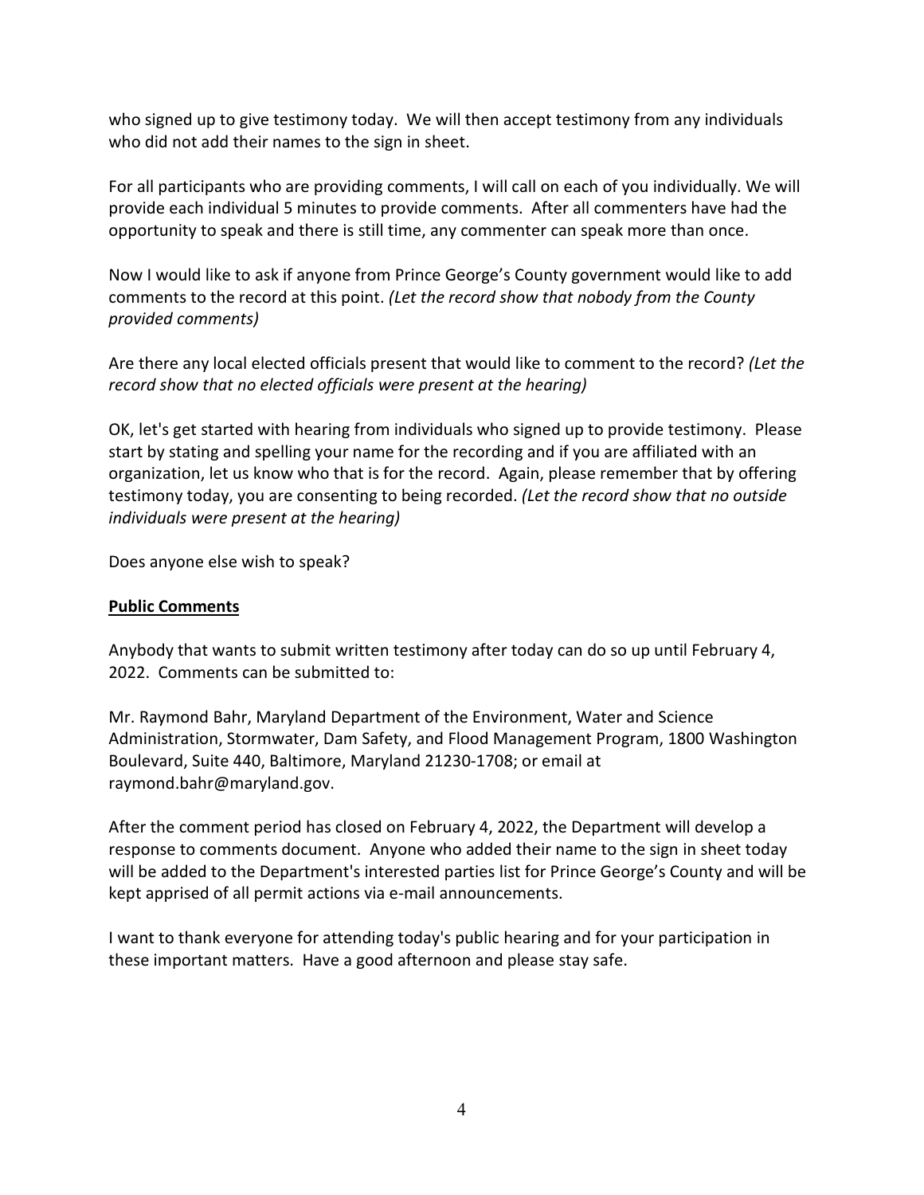who signed up to give testimony today. We will then accept testimony from any individuals who did not add their names to the sign in sheet.

For all participants who are providing comments, I will call on each of you individually. We will provide each individual 5 minutes to provide comments. After all commenters have had the opportunity to speak and there is still time, any commenter can speak more than once.

Now I would like to ask if anyone from Prince George's County government would like to add comments to the record at this point. *(Let the record show that nobody from the County provided comments)*

Are there any local elected officials present that would like to comment to the record? *(Let the record show that no elected officials were present at the hearing)*

OK, let's get started with hearing from individuals who signed up to provide testimony. Please start by stating and spelling your name for the recording and if you are affiliated with an organization, let us know who that is for the record. Again, please remember that by offering testimony today, you are consenting to being recorded. *(Let the record show that no outside individuals were present at the hearing)*

Does anyone else wish to speak?

**Public Comments**

Anybody that wants to submit written testimony after today can do so up until February 4, 2022. Comments can be submitted to:

Mr. Raymond Bahr, Maryland Department of the Environment, Water and Science Administration, Stormwater, Dam Safety, and Flood Management Program, 1800 Washington Boulevard, Suite 440, Baltimore, Maryland 21230-1708; or email at raymond.bahr@maryland.gov.

After the comment period has closed on February 4, 2022, the Department will develop a response to comments document. Anyone who added their name to the sign in sheet today will be added to the Department's interested parties list for Prince George's County and will be kept apprised of all permit actions via e-mail announcements.

I want to thank everyone for attending today's public hearing and for your participation in these important matters. Have a good afternoon and please stay safe.